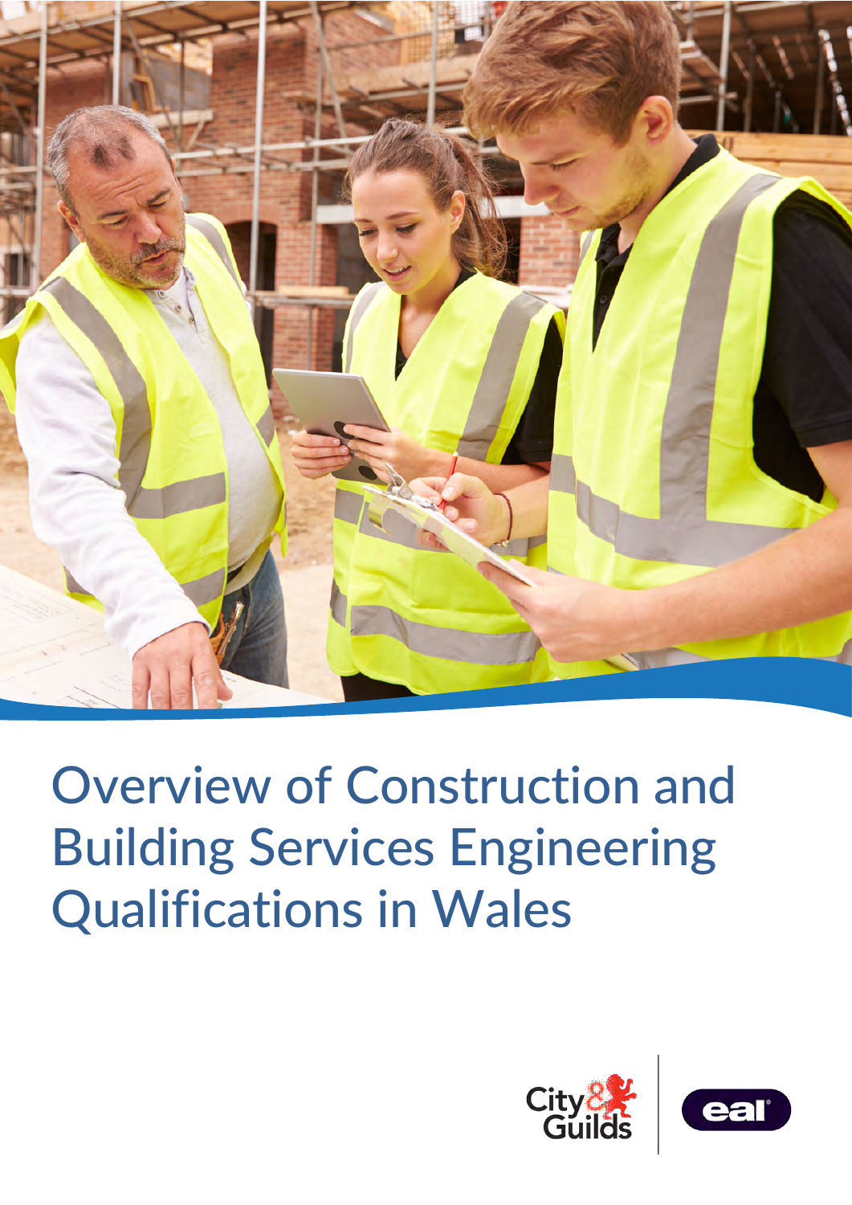# Overview of Construction and Building Services Engineering Qualifications in Wales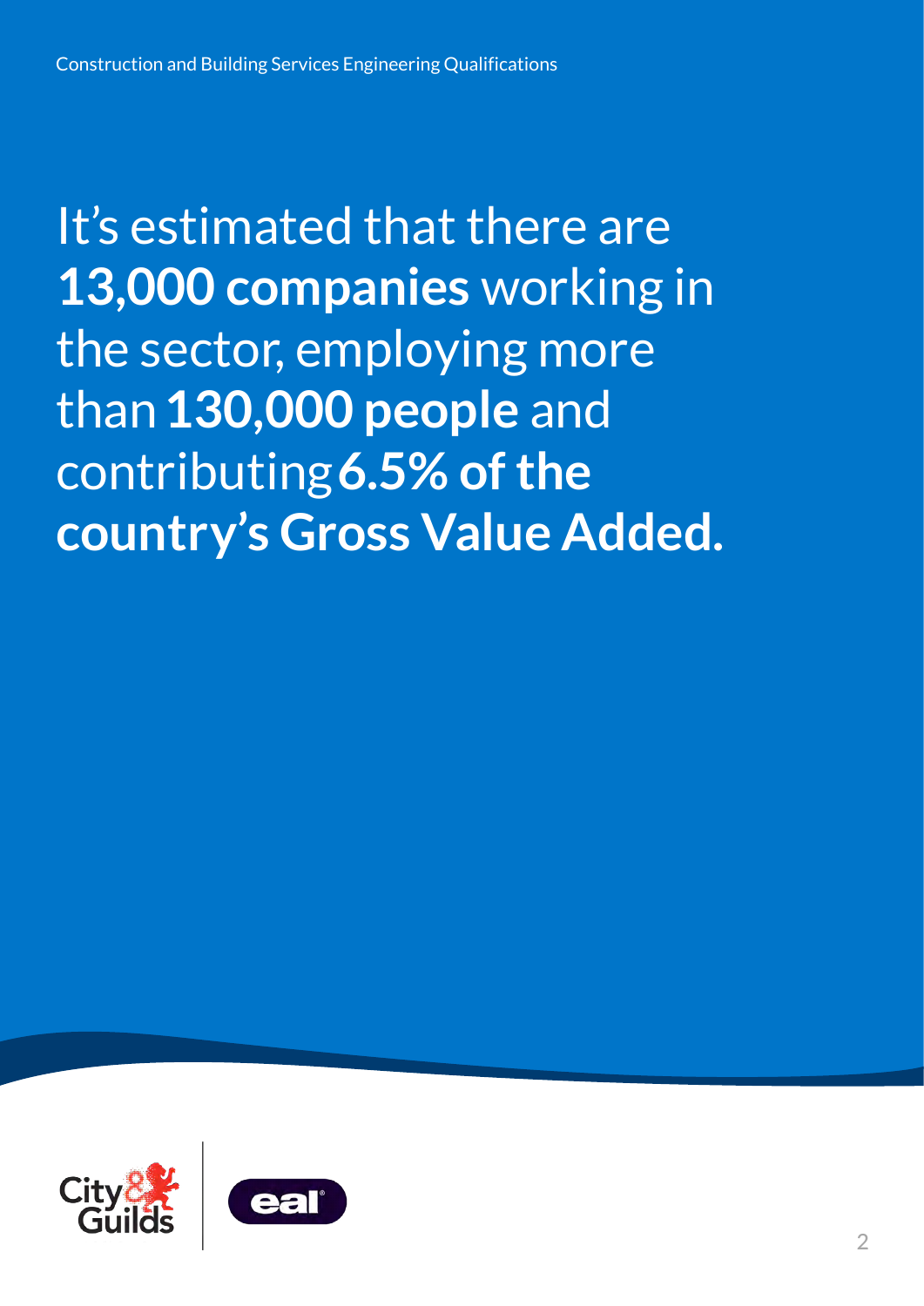It's estimated that there are **13,000 companies** working in the sector, employing more than **130,000 people** and contributing **6.5% of the country's Gross Value Added.**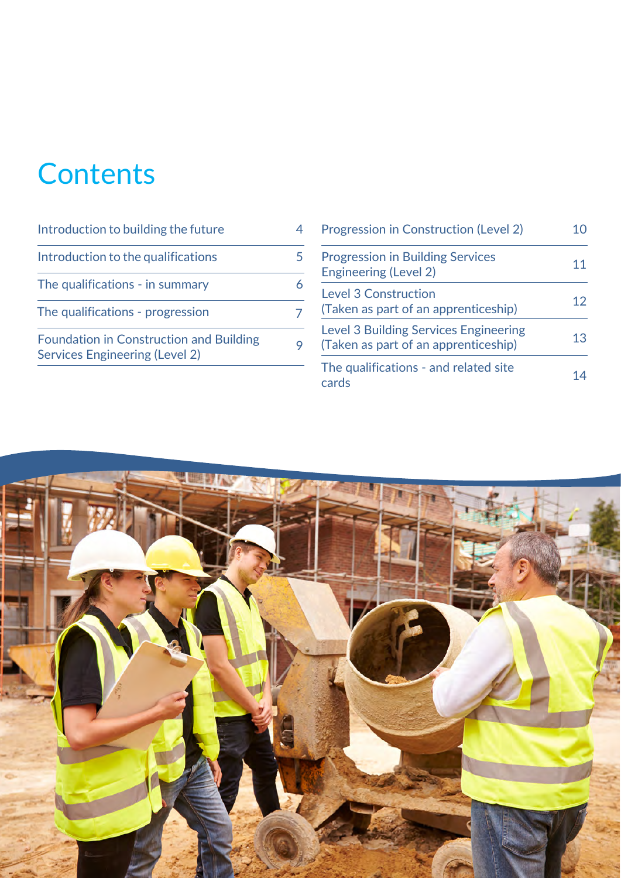# Contents

| | |
|---|---|
| Introduction to building the future | 4 |
| Introduction to the qualifications | 5 |
| The qualifications - in summary | 6 |
| The qualifications - progression | 7 |
| Foundation in Construction and Building Services Engineering (Level 2) | 9 |
| Progression in Construction (Level 2) | 10 |
| Progression in Building Services Engineering (Level 2) | 11 |
| Level 3 Construction (Taken as part of an apprenticeship) | 12 |
| Level 3 Building Services Engineering (Taken as part of an apprenticeship) | 13 |
| The qualifications - and related site cards | 14 |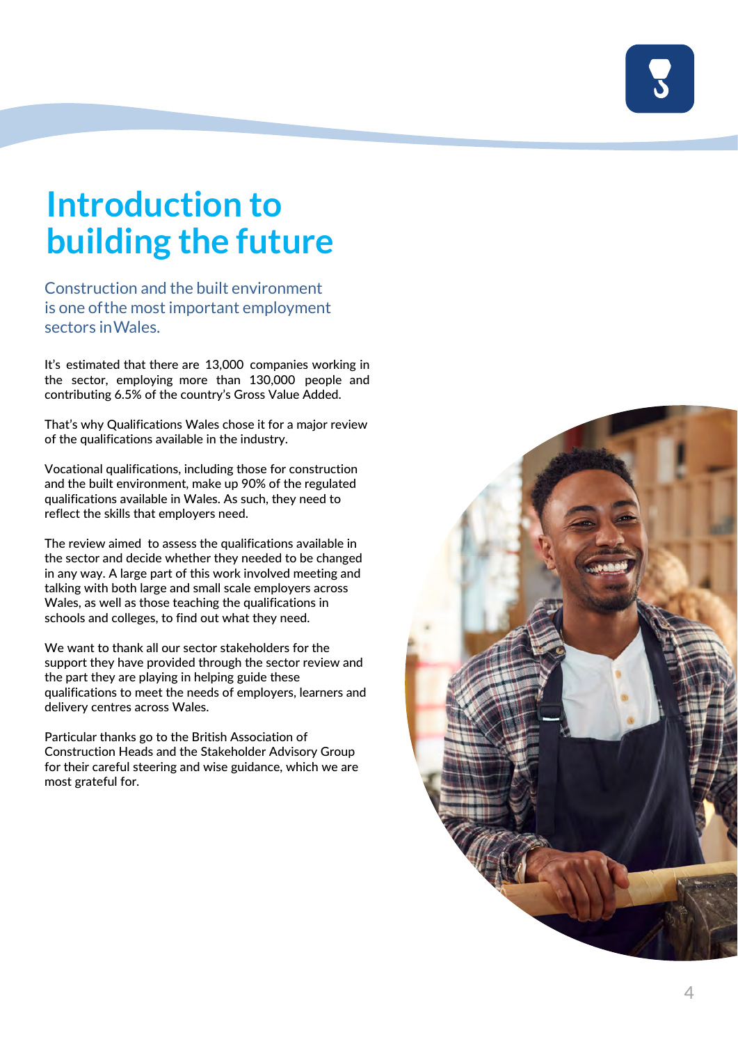# Introduction to building the future

## Construction and the built environment is one of the most important employment sectors in Wales.

It's estimated that there are 13,000 companies working in the sector, employing more than 130,000 people and contributing 6.5% of the country's Gross Value Added.

That's why Qualifications Wales chose it for a major review of the qualifications available in the industry.

Vocational qualifications, including those for construction and the built environment, make up 90% of the regulated qualifications available in Wales. As such, they need to reflect the skills that employers need.

The review aimed to assess the qualifications available in the sector and decide whether they needed to be changed in any way. A large part of this work involved meeting and talking with both large and small scale employers across Wales, as well as those teaching the qualifications in schools and colleges, to find out what they need.

We want to thank all our sector stakeholders for the support they have provided through the sector review and the part they are playing in helping guide these qualifications to meet the needs of employers, learners and delivery centres across Wales.

Particular thanks go to the British Association of Construction Heads and the Stakeholder Advisory Group for their careful steering and wise guidance, which we are most grateful for.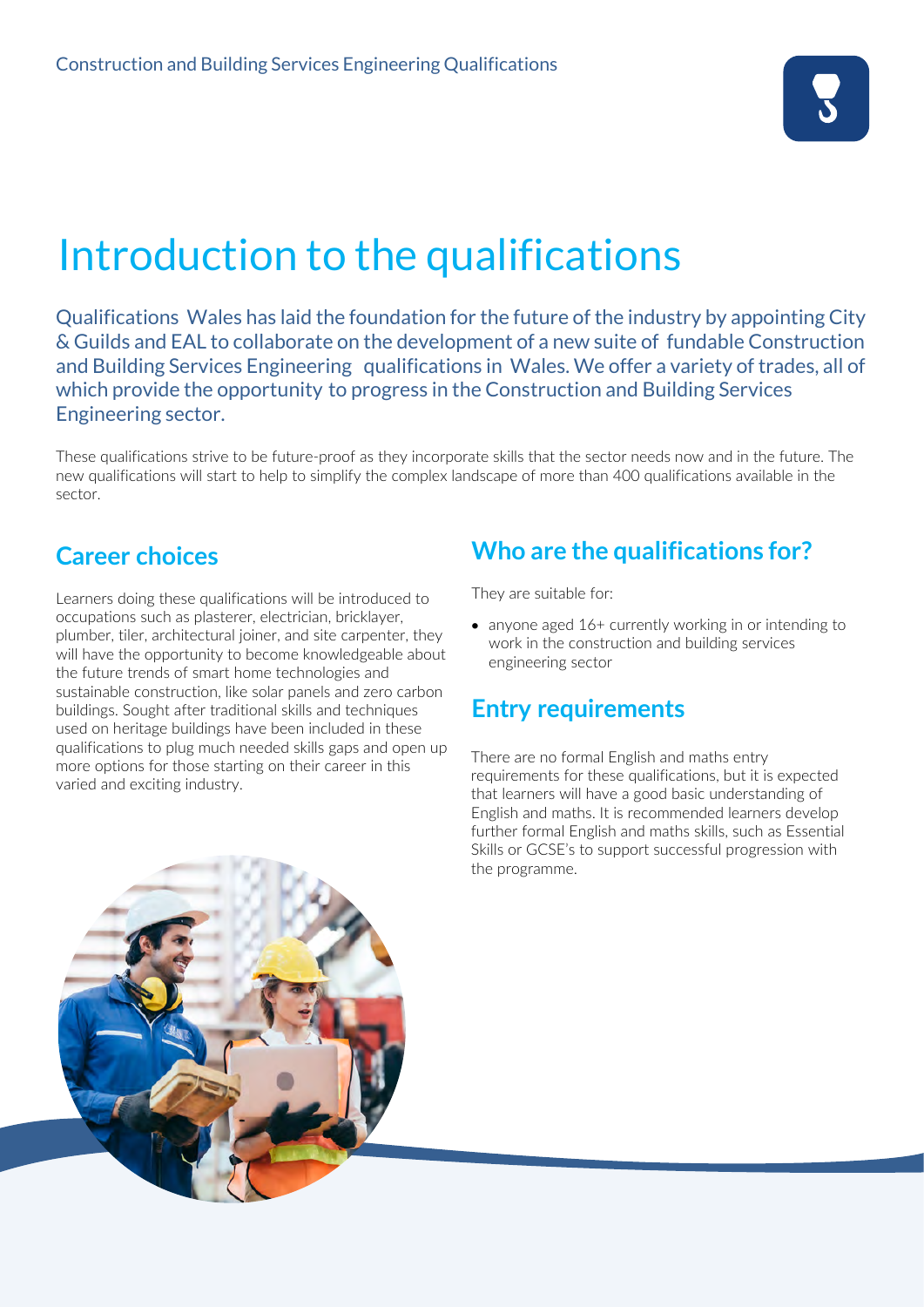# Introduction to the qualifications

Qualifications Wales has laid the foundation for the future of the industry by appointing City & Guilds and EAL to collaborate on the development of a new suite of fundable Construction and Building Services Engineering qualifications in Wales. We offer a variety of trades, all of which provide the opportunity to progress in the Construction and Building Services Engineering sector.

These qualifications strive to be future-proof as they incorporate skills that the sector needs now and in the future. The new qualifications will start to help to simplify the complex landscape of more than 400 qualifications available in the sector.

## Career choices

Learners doing these qualifications will be introduced to occupations such as plasterer, electrician, bricklayer, plumber, tiler, architectural joiner, and site carpenter, they will have the opportunity to become knowledgeable about the future trends of smart home technologies and sustainable construction, like solar panels and zero carbon buildings. Sought after traditional skills and techniques used on heritage buildings have been included in these qualifications to plug much needed skills gaps and open up more options for those starting on their career in this varied and exciting industry.

## Who are the qualifications for?

They are suitable for:

- anyone aged 16+ currently working in or intending to work in the construction and building services engineering sector

## Entry requirements

There are no formal English and maths entry requirements for these qualifications, but it is expected that learners will have a good basic understanding of English and maths. It is recommended learners develop further formal English and maths skills, such as Essential Skills or GCSE's to support successful progression with the programme.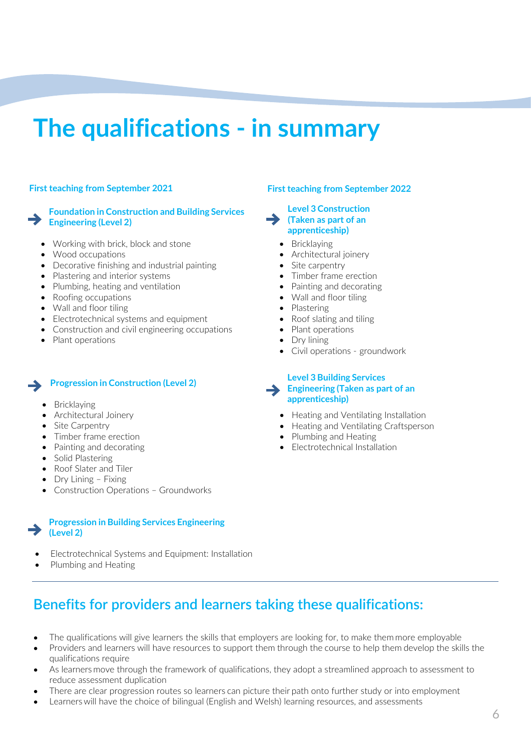# The qualifications - in summary

## First teaching from September 2021

### Foundation in Construction and Building Services Engineering (Level 2)

- Working with brick, block and stone
- Wood occupations
- Decorative finishing and industrial painting
- Plastering and interior systems
- Plumbing, heating and ventilation
- Roofing occupations
- Wall and floor tiling
- Electrotechnical systems and equipment
- Construction and civil engineering occupations
- Plant operations

### Progression in Construction (Level 2)

- Bricklaying
- Architectural Joinery
- Site Carpentry
- Timber frame erection
- Painting and decorating
- Solid Plastering
- Roof Slater and Tiler
- Dry Lining – Fixing
- Construction Operations – Groundworks

### Progression in Building Services Engineering (Level 2)

- Electrotechnical Systems and Equipment: Installation
- Plumbing and Heating

## First teaching from September 2022

### Level 3 Construction (Taken as part of an apprenticeship)

- Bricklaying
- Architectural joinery
- Site carpentry
- Timber frame erection
- Painting and decorating
- Wall and floor tiling
- Plastering
- Roof slating and tiling
- Plant operations
- Dry lining
- Civil operations - groundwork

### Level 3 Building Services Engineering (Taken as part of an apprenticeship)

- Heating and Ventilating Installation
- Heating and Ventilating Craftsperson
- Plumbing and Heating
- Electrotechnical Installation

---

## Benefits for providers and learners taking these qualifications:

- The qualifications will give learners the skills that employers are looking for, to make them more employable
- Providers and learners will have resources to support them through the course to help them develop the skills the qualifications require
- As learners move through the framework of qualifications, they adopt a streamlined approach to assessment to reduce assessment duplication
- There are clear progression routes so learners can picture their path onto further study or into employment
- Learners will have the choice of bilingual (English and Welsh) learning resources, and assessments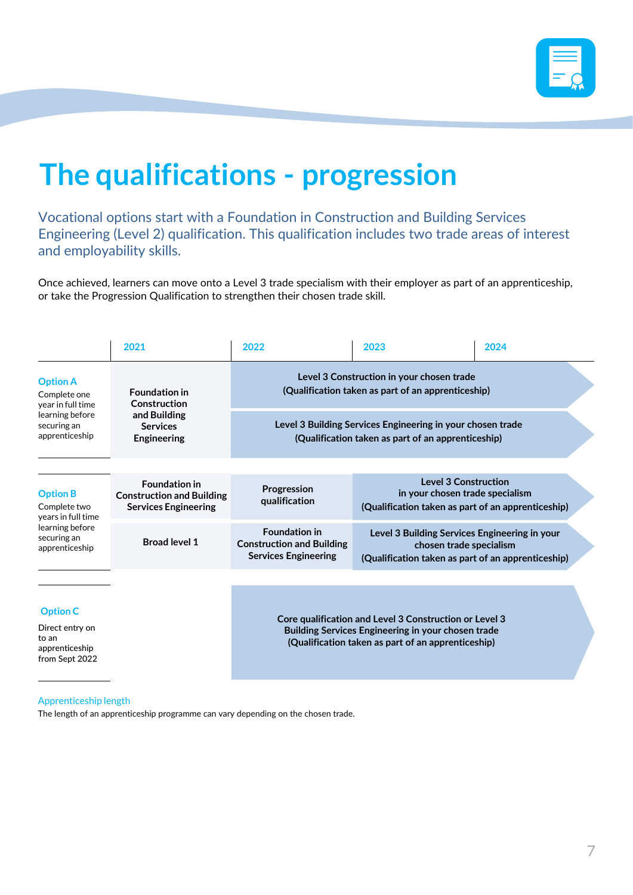# The qualifications - progression

Vocational options start with a Foundation in Construction and Building Services Engineering (Level 2) qualification. This qualification includes two trade areas of interest and employability skills.

Once achieved, learners can move onto a Level 3 trade specialism with their employer as part of an apprenticeship, or take the Progression Qualification to strengthen their chosen trade skill.

| | 2021 | 2022 | 2023 | 2024 |
|---|---|---|---|---|
| **Option A** Complete one year in full time learning before securing an apprenticeship | **Foundation in Construction and Building Services Engineering** | **Level 3 Construction in your chosen trade (Qualification taken as part of an apprenticeship)** | | |
| | | **Level 3 Building Services Engineering in your chosen trade (Qualification taken as part of an apprenticeship)** | | |
| **Option B** Complete two years in full time learning before securing an apprenticeship | **Foundation in Construction and Building Services Engineering** | **Progression qualification** | **Level 3 Construction in your chosen trade specialism (Qualification taken as part of an apprenticeship)** | |
| | **Broad level 1** | **Foundation in Construction and Building Services Engineering** | **Level 3 Building Services Engineering in your chosen trade specialism (Qualification taken as part of an apprenticeship)** | |
| **Option C** Direct entry on to an apprenticeship from Sept 2022 | | **Core qualification and Level 3 Construction or Level 3 Building Services Engineering in your chosen trade (Qualification taken as part of an apprenticeship)** | | |

Apprenticeship length

The length of an apprenticeship programme can vary depending on the chosen trade.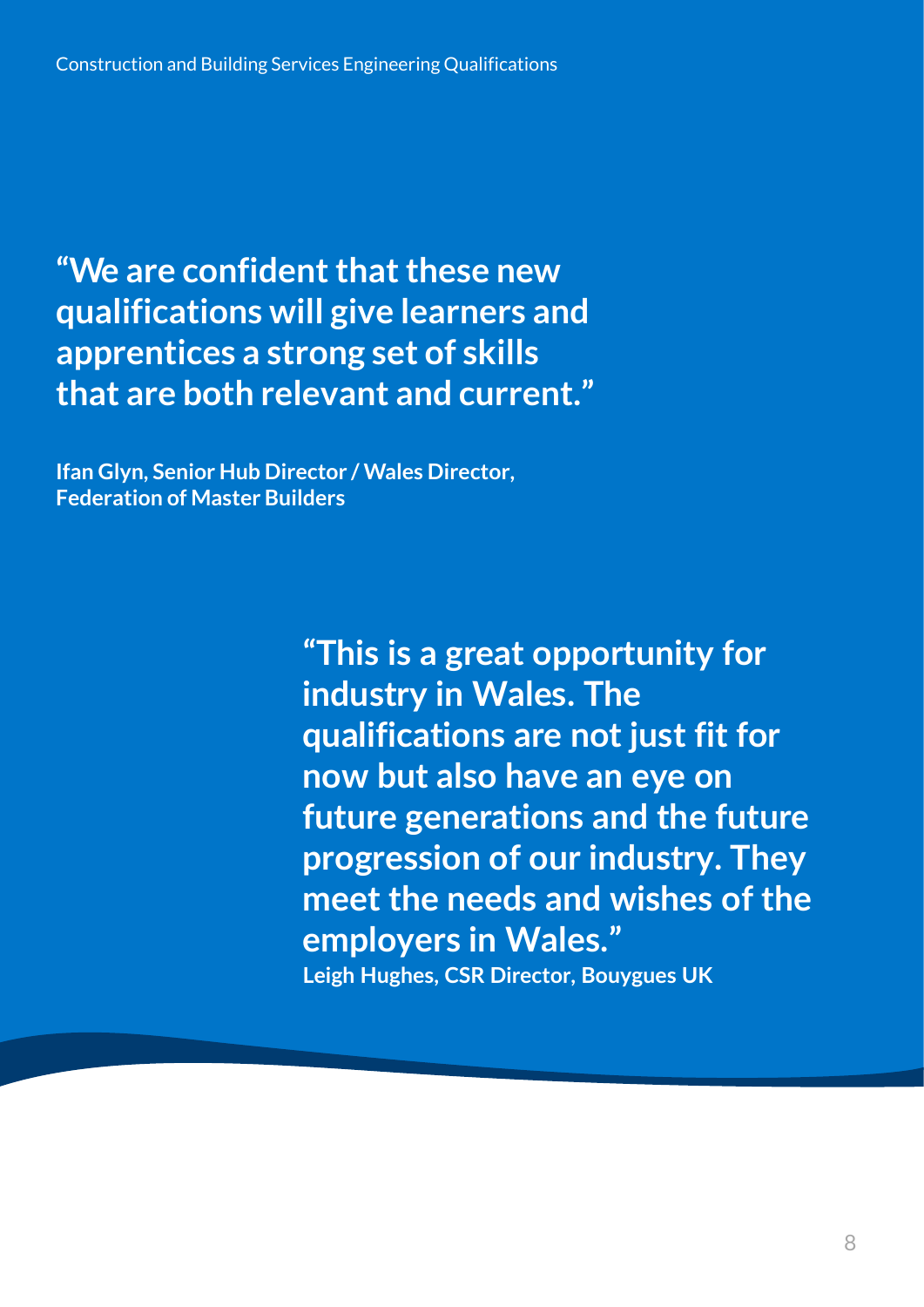**“We are confident that these new qualifications will give learners and apprentices a strong set of skills that are both relevant and current.”**

**Ifan Glyn, Senior Hub Director / Wales Director, Federation of Master Builders**

**“This is a great opportunity for industry in Wales. The qualifications are not just fit for now but also have an eye on future generations and the future progression of our industry. They meet the needs and wishes of the employers in Wales.”**

**Leigh Hughes, CSR Director, Bouygues UK**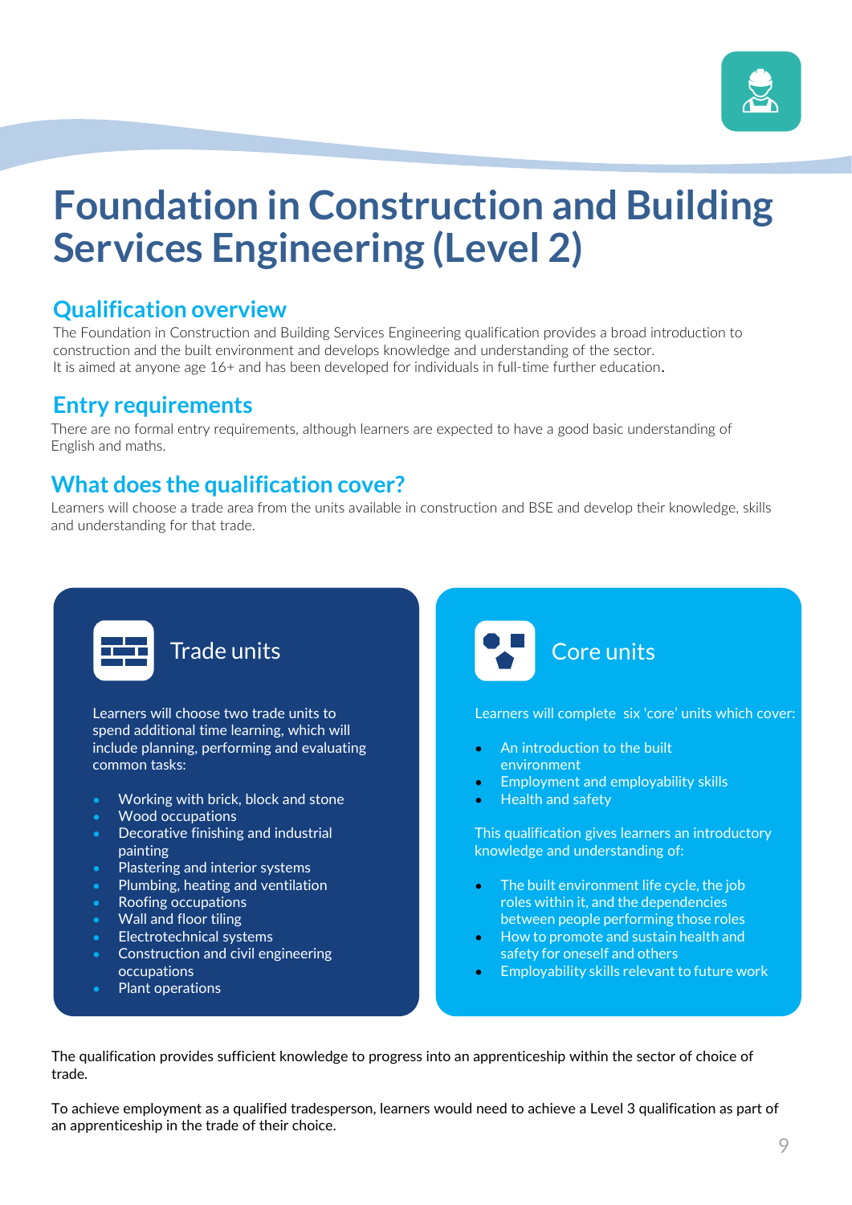# Foundation in Construction and Building Services Engineering (Level 2)

## Qualification overview

The Foundation in Construction and Building Services Engineering qualification provides a broad introduction to construction and the built environment and develops knowledge and understanding of the sector.
It is aimed at anyone age 16+ and has been developed for individuals in full-time further education.

## Entry requirements

There are no formal entry requirements, although learners are expected to have a good basic understanding of English and maths.

## What does the qualification cover?

Learners will choose a trade area from the units available in construction and BSE and develop their knowledge, skills and understanding for that trade.

### Trade units

Learners will choose two trade units to spend additional time learning, which will include planning, performing and evaluating common tasks:

- Working with brick, block and stone
- Wood occupations
- Decorative finishing and industrial painting
- Plastering and interior systems
- Plumbing, heating and ventilation
- Roofing occupations
- Wall and floor tiling
- Electrotechnical systems
- Construction and civil engineering occupations
- Plant operations

### Core units

Learners will complete six 'core' units which cover:

- An introduction to the built environment
- Employment and employability skills
- Health and safety

This qualification gives learners an introductory knowledge and understanding of:

- The built environment life cycle, the job roles within it, and the dependencies between people performing those roles
- How to promote and sustain health and safety for oneself and others
- Employability skills relevant to future work

The qualification provides sufficient knowledge to progress into an apprenticeship within the sector of choice of trade.

To achieve employment as a qualified tradesperson, learners would need to achieve a Level 3 qualification as part of an apprenticeship in the trade of their choice.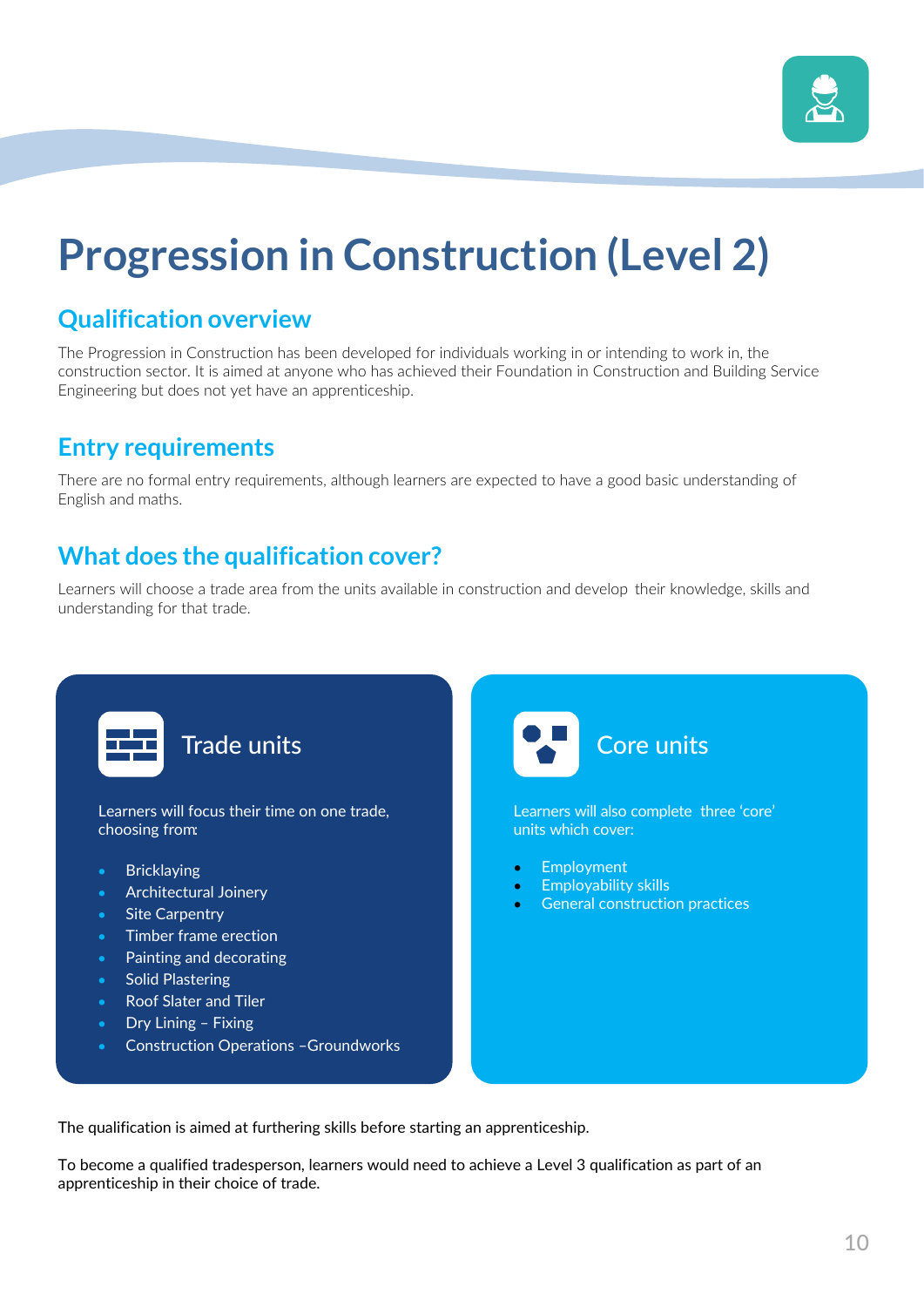# Progression in Construction (Level 2)

## Qualification overview

The Progression in Construction has been developed for individuals working in or intending to work in, the construction sector. It is aimed at anyone who has achieved their Foundation in Construction and Building Service Engineering but does not yet have an apprenticeship.

## Entry requirements

There are no formal entry requirements, although learners are expected to have a good basic understanding of English and maths.

## What does the qualification cover?

Learners will choose a trade area from the units available in construction and develop their knowledge, skills and understanding for that trade.

### Trade units

Learners will focus their time on one trade, choosing from:

- Bricklaying
- Architectural Joinery
- Site Carpentry
- Timber frame erection
- Painting and decorating
- Solid Plastering
- Roof Slater and Tiler
- Dry Lining – Fixing
- Construction Operations –Groundworks

### Core units

Learners will also complete three 'core' units which cover:

- Employment
- Employability skills
- General construction practices

The qualification is aimed at furthering skills before starting an apprenticeship.

To become a qualified tradesperson, learners would need to achieve a Level 3 qualification as part of an apprenticeship in their choice of trade.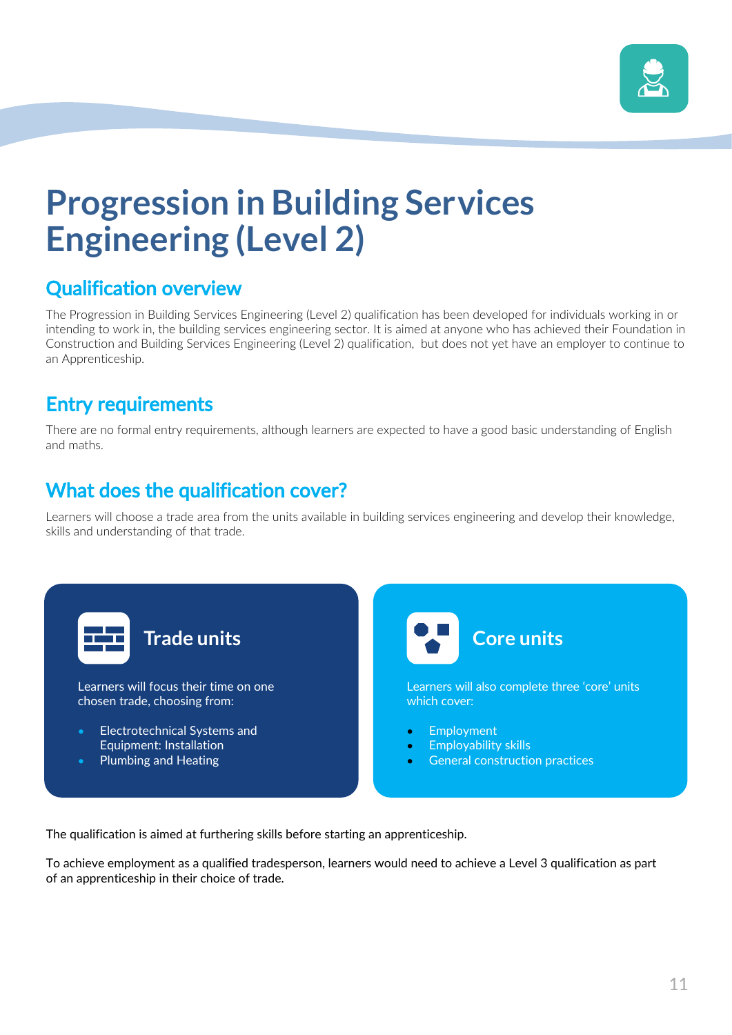# Progression in Building Services Engineering (Level 2)

## Qualification overview

The Progression in Building Services Engineering (Level 2) qualification has been developed for individuals working in or intending to work in, the building services engineering sector. It is aimed at anyone who has achieved their Foundation in Construction and Building Services Engineering (Level 2) qualification, but does not yet have an employer to continue to an Apprenticeship.

## Entry requirements

There are no formal entry requirements, although learners are expected to have a good basic understanding of English and maths.

## What does the qualification cover?

Learners will choose a trade area from the units available in building services engineering and develop their knowledge, skills and understanding of that trade.

### Trade units

Learners will focus their time on one chosen trade, choosing from:

- Electrotechnical Systems and Equipment: Installation
- Plumbing and Heating

### Core units

Learners will also complete three 'core' units which cover:

- Employment
- Employability skills
- General construction practices

The qualification is aimed at furthering skills before starting an apprenticeship.

To achieve employment as a qualified tradesperson, learners would need to achieve a Level 3 qualification as part of an apprenticeship in their choice of trade.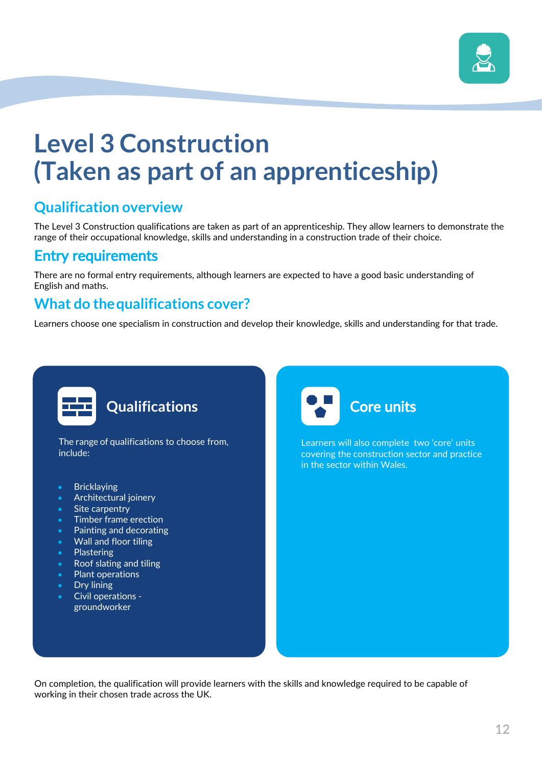# Level 3 Construction (Taken as part of an apprenticeship)

## Qualification overview

The Level 3 Construction qualifications are taken as part of an apprenticeship. They allow learners to demonstrate the range of their occupational knowledge, skills and understanding in a construction trade of their choice.

## Entry requirements

There are no formal entry requirements, although learners are expected to have a good basic understanding of English and maths.

## What do the qualifications cover?

Learners choose one specialism in construction and develop their knowledge, skills and understanding for that trade.

### Qualifications

The range of qualifications to choose from, include:

- Bricklaying
- Architectural joinery
- Site carpentry
- Timber frame erection
- Painting and decorating
- Wall and floor tiling
- Plastering
- Roof slating and tiling
- Plant operations
- Dry lining
- Civil operations - groundworker

### Core units

Learners will also complete two 'core' units covering the construction sector and practice in the sector within Wales.

On completion, the qualification will provide learners with the skills and knowledge required to be capable of working in their chosen trade across the UK.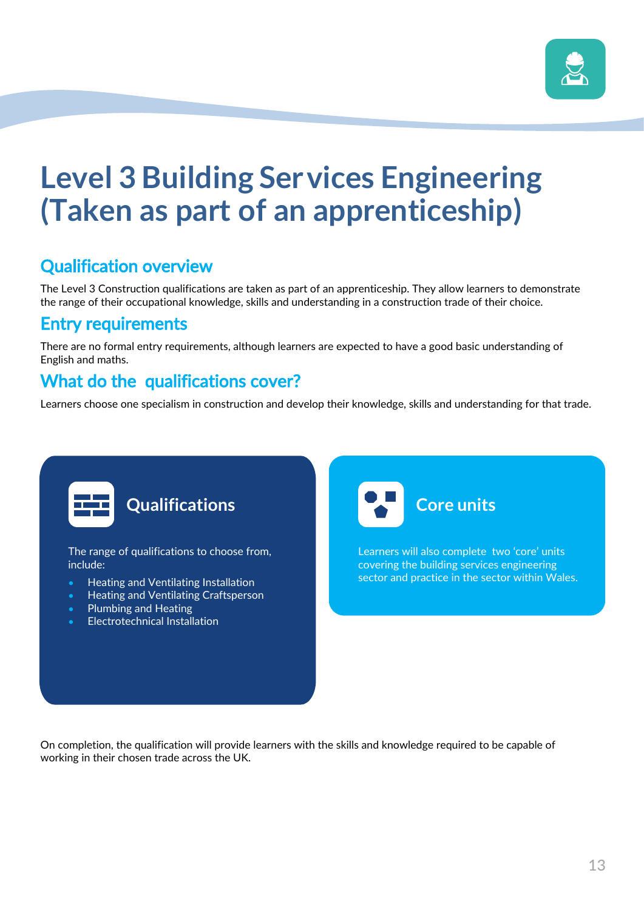# Level 3 Building Services Engineering (Taken as part of an apprenticeship)

## Qualification overview

The Level 3 Construction qualifications are taken as part of an apprenticeship. They allow learners to demonstrate the range of their occupational knowledge, skills and understanding in a construction trade of their choice.

## Entry requirements

There are no formal entry requirements, although learners are expected to have a good basic understanding of English and maths.

## What do the qualifications cover?

Learners choose one specialism in construction and develop their knowledge, skills and understanding for that trade.

### Qualifications

The range of qualifications to choose from, include:

- Heating and Ventilating Installation
- Heating and Ventilating Craftsperson
- Plumbing and Heating
- Electrotechnical Installation

### Core units

Learners will also complete two 'core' units covering the building services engineering sector and practice in the sector within Wales.

On completion, the qualification will provide learners with the skills and knowledge required to be capable of working in their chosen trade across the UK.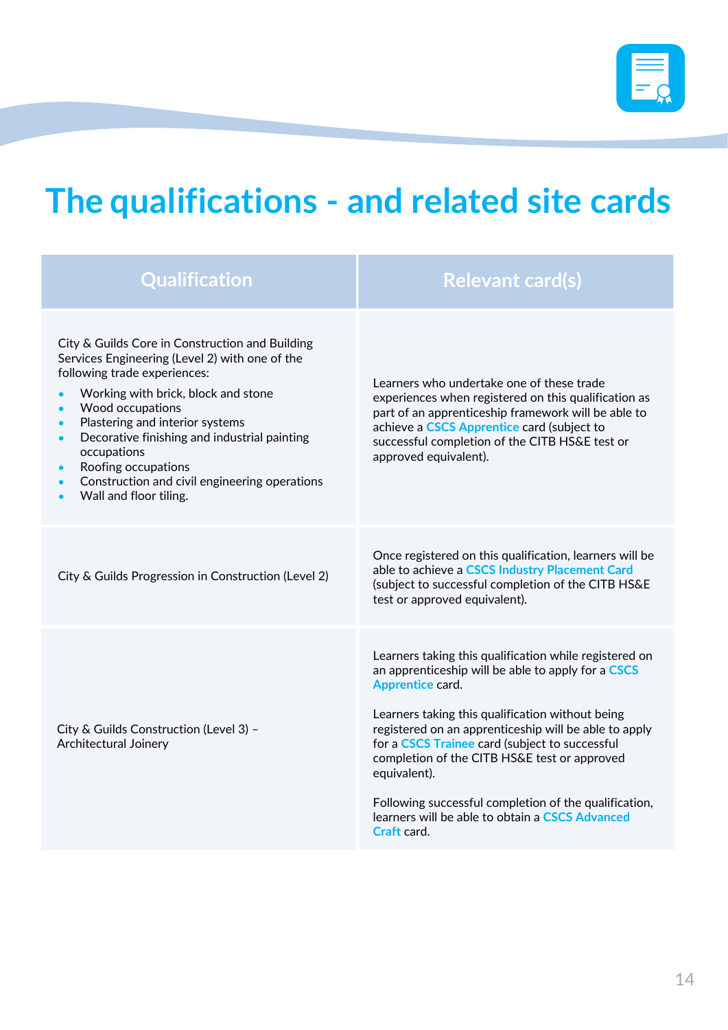# The qualifications - and related site cards

| Qualification | Relevant card(s) |
| --- | --- |
| City & Guilds Core in Construction and Building Services Engineering (Level 2) with one of the following trade experiences:<br>• Working with brick, block and stone<br>• Wood occupations<br>• Plastering and interior systems<br>• Decorative finishing and industrial painting occupations<br>• Roofing occupations<br>• Construction and civil engineering operations<br>• Wall and floor tiling. | Learners who undertake one of these trade experiences when registered on this qualification as part of an apprenticeship framework will be able to achieve a CSCS Apprentice card (subject to successful completion of the CITB HS&E test or approved equivalent). |
| City & Guilds Progression in Construction (Level 2) | Once registered on this qualification, learners will be able to achieve a CSCS Industry Placement Card (subject to successful completion of the CITB HS&E test or approved equivalent). |
| City & Guilds Construction (Level 3) – Architectural Joinery | Learners taking this qualification while registered on an apprenticeship will be able to apply for a CSCS Apprentice card.<br><br>Learners taking this qualification without being registered on an apprenticeship will be able to apply for a CSCS Trainee card (subject to successful completion of the CITB HS&E test or approved equivalent).<br><br>Following successful completion of the qualification, learners will be able to obtain a CSCS Advanced Craft card. |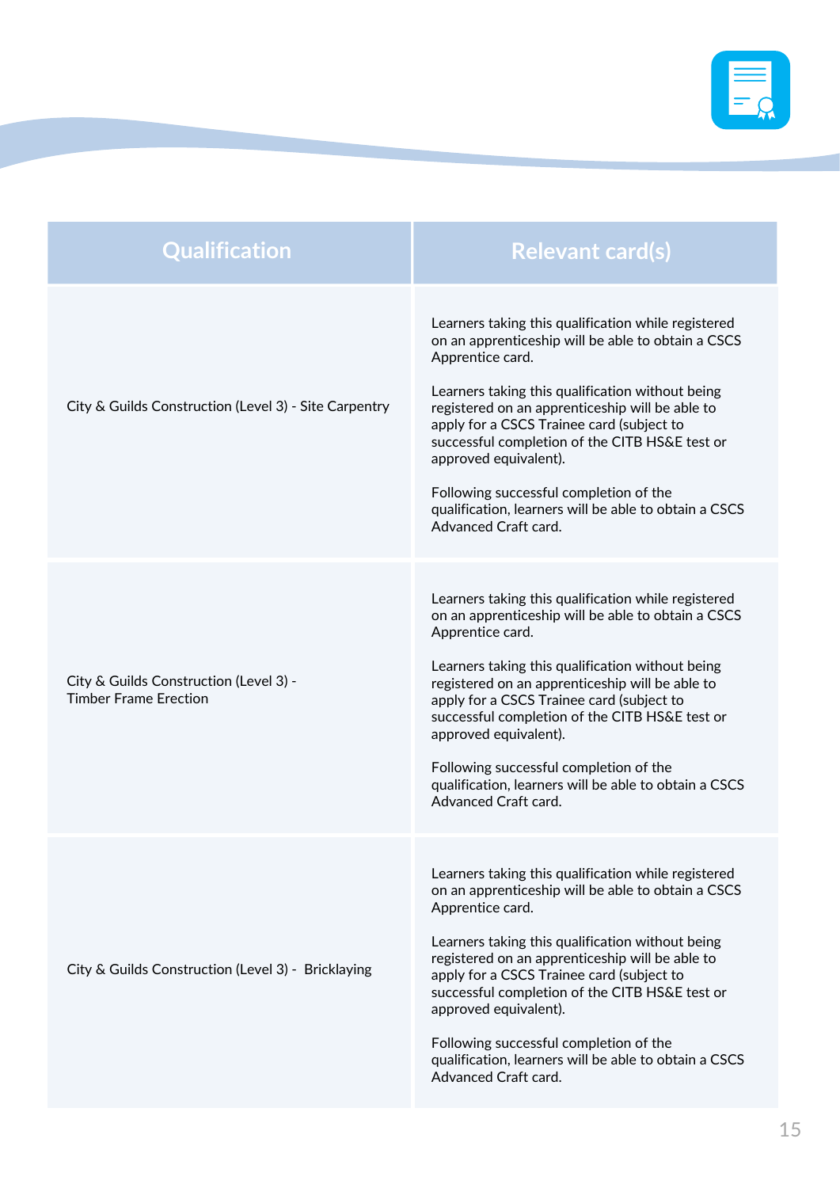| Qualification | Relevant card(s) |
| --- | --- |
| City & Guilds Construction (Level 3) - Site Carpentry | Learners taking this qualification while registered on an apprenticeship will be able to obtain a CSCS Apprentice card.<br><br>Learners taking this qualification without being registered on an apprenticeship will be able to apply for a CSCS Trainee card (subject to successful completion of the CITB HS&E test or approved equivalent).<br><br>Following successful completion of the qualification, learners will be able to obtain a CSCS Advanced Craft card. |
| City & Guilds Construction (Level 3) - Timber Frame Erection | Learners taking this qualification while registered on an apprenticeship will be able to obtain a CSCS Apprentice card.<br><br>Learners taking this qualification without being registered on an apprenticeship will be able to apply for a CSCS Trainee card (subject to successful completion of the CITB HS&E test or approved equivalent).<br><br>Following successful completion of the qualification, learners will be able to obtain a CSCS Advanced Craft card. |
| City & Guilds Construction (Level 3) - Bricklaying | Learners taking this qualification while registered on an apprenticeship will be able to obtain a CSCS Apprentice card.<br><br>Learners taking this qualification without being registered on an apprenticeship will be able to apply for a CSCS Trainee card (subject to successful completion of the CITB HS&E test or approved equivalent).<br><br>Following successful completion of the qualification, learners will be able to obtain a CSCS Advanced Craft card. |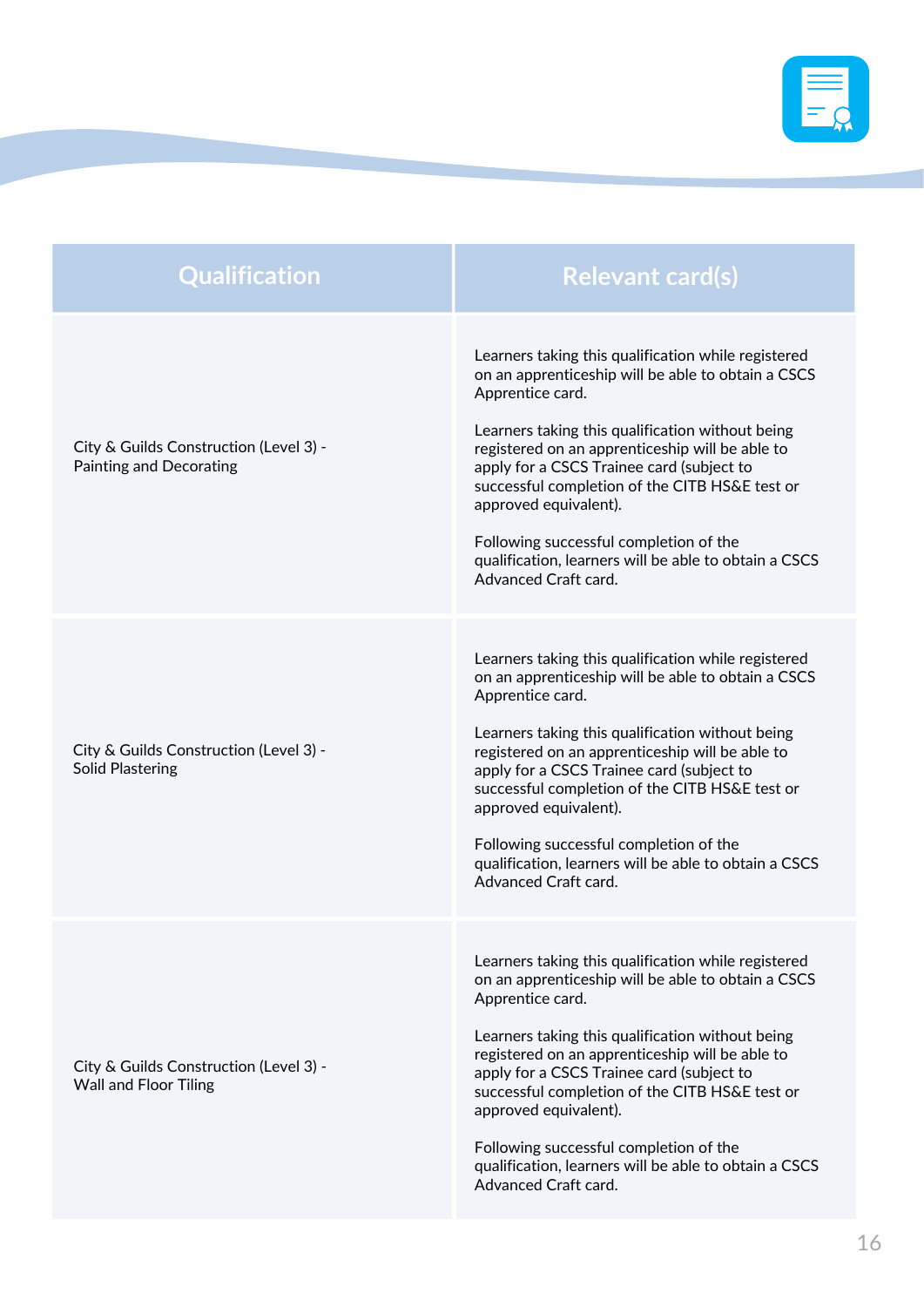| Qualification | Relevant card(s) |
| --- | --- |
| City & Guilds Construction (Level 3) - Painting and Decorating | Learners taking this qualification while registered on an apprenticeship will be able to obtain a CSCS Apprentice card.<br><br>Learners taking this qualification without being registered on an apprenticeship will be able to apply for a CSCS Trainee card (subject to successful completion of the CITB HS&E test or approved equivalent).<br><br>Following successful completion of the qualification, learners will be able to obtain a CSCS Advanced Craft card. |
| City & Guilds Construction (Level 3) - Solid Plastering | Learners taking this qualification while registered on an apprenticeship will be able to obtain a CSCS Apprentice card.<br><br>Learners taking this qualification without being registered on an apprenticeship will be able to apply for a CSCS Trainee card (subject to successful completion of the CITB HS&E test or approved equivalent).<br><br>Following successful completion of the qualification, learners will be able to obtain a CSCS Advanced Craft card. |
| City & Guilds Construction (Level 3) - Wall and Floor Tiling | Learners taking this qualification while registered on an apprenticeship will be able to obtain a CSCS Apprentice card.<br><br>Learners taking this qualification without being registered on an apprenticeship will be able to apply for a CSCS Trainee card (subject to successful completion of the CITB HS&E test or approved equivalent).<br><br>Following successful completion of the qualification, learners will be able to obtain a CSCS Advanced Craft card. |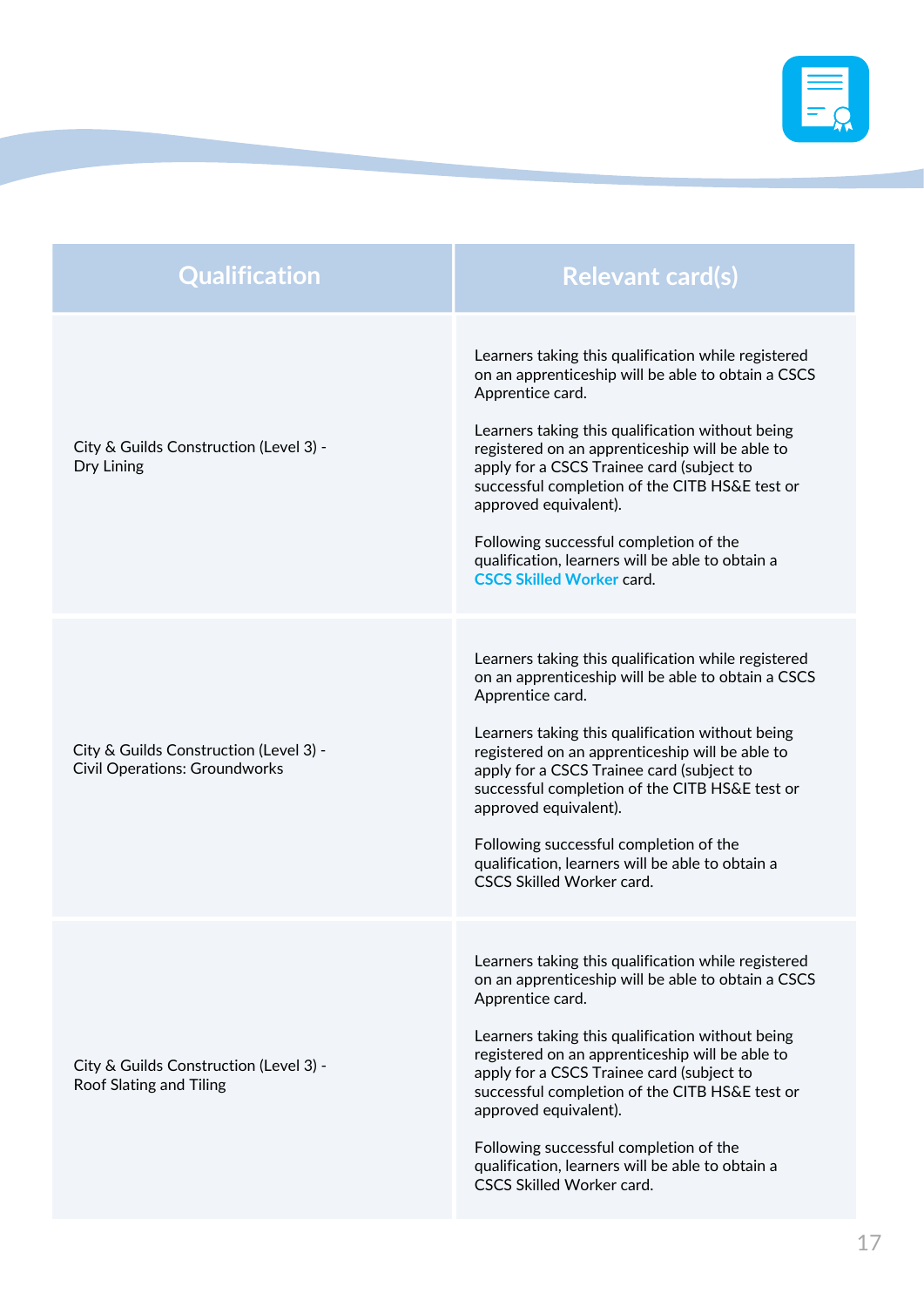| Qualification | Relevant card(s) |
|---|---|
| City & Guilds Construction (Level 3) - Dry Lining | Learners taking this qualification while registered on an apprenticeship will be able to obtain a CSCS Apprentice card.<br><br>Learners taking this qualification without being registered on an apprenticeship will be able to apply for a CSCS Trainee card (subject to successful completion of the CITB HS&E test or approved equivalent).<br><br>Following successful completion of the qualification, learners will be able to obtain a CSCS Skilled Worker card. |
| City & Guilds Construction (Level 3) - Civil Operations: Groundworks | Learners taking this qualification while registered on an apprenticeship will be able to obtain a CSCS Apprentice card.<br><br>Learners taking this qualification without being registered on an apprenticeship will be able to apply for a CSCS Trainee card (subject to successful completion of the CITB HS&E test or approved equivalent).<br><br>Following successful completion of the qualification, learners will be able to obtain a CSCS Skilled Worker card. |
| City & Guilds Construction (Level 3) - Roof Slating and Tiling | Learners taking this qualification while registered on an apprenticeship will be able to obtain a CSCS Apprentice card.<br><br>Learners taking this qualification without being registered on an apprenticeship will be able to apply for a CSCS Trainee card (subject to successful completion of the CITB HS&E test or approved equivalent).<br><br>Following successful completion of the qualification, learners will be able to obtain a CSCS Skilled Worker card. |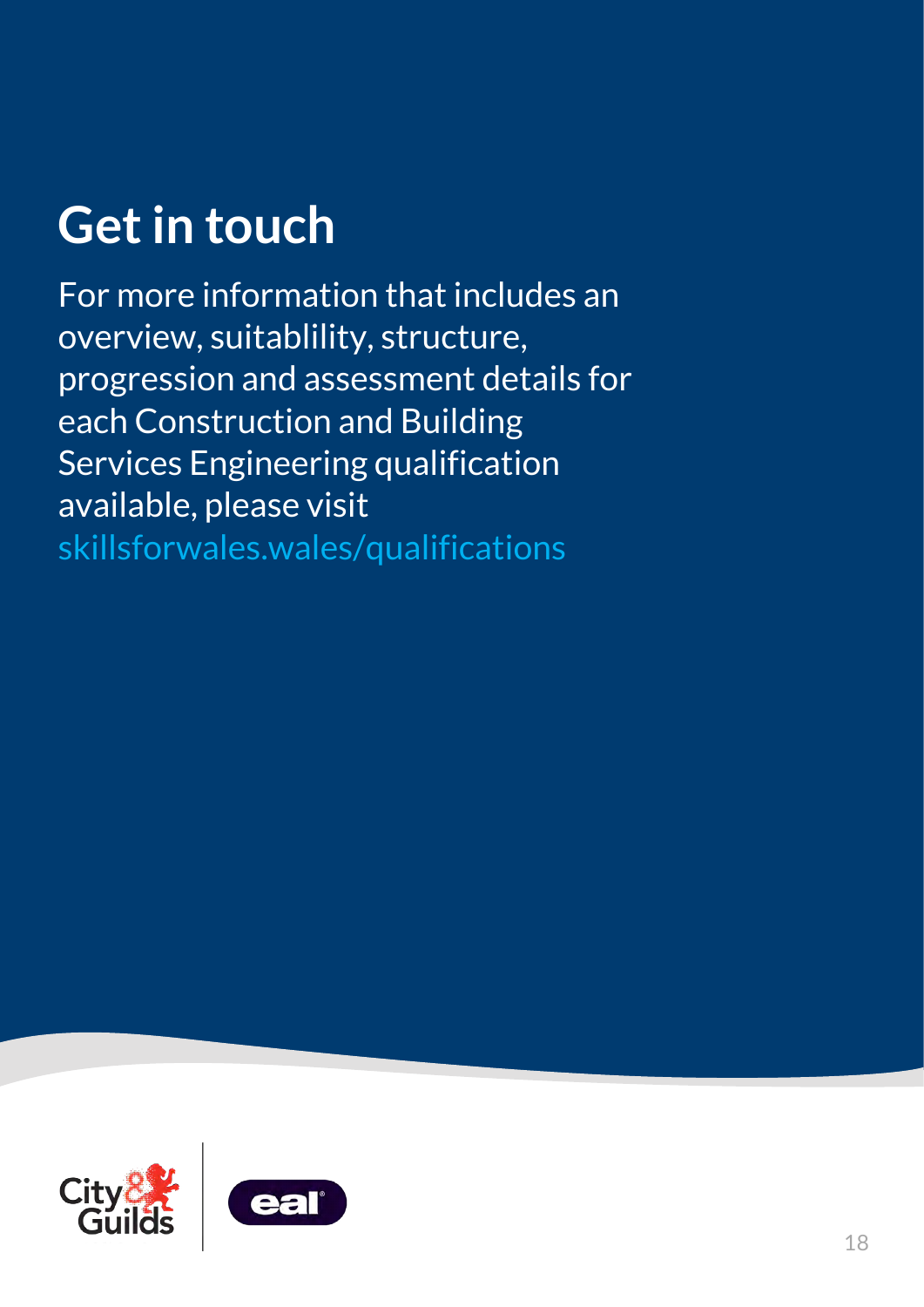# Get in touch

For more information that includes an overview, suitablility, structure, progression and assessment details for each Construction and Building Services Engineering qualification available, please visit skillsforwales.wales/qualifications